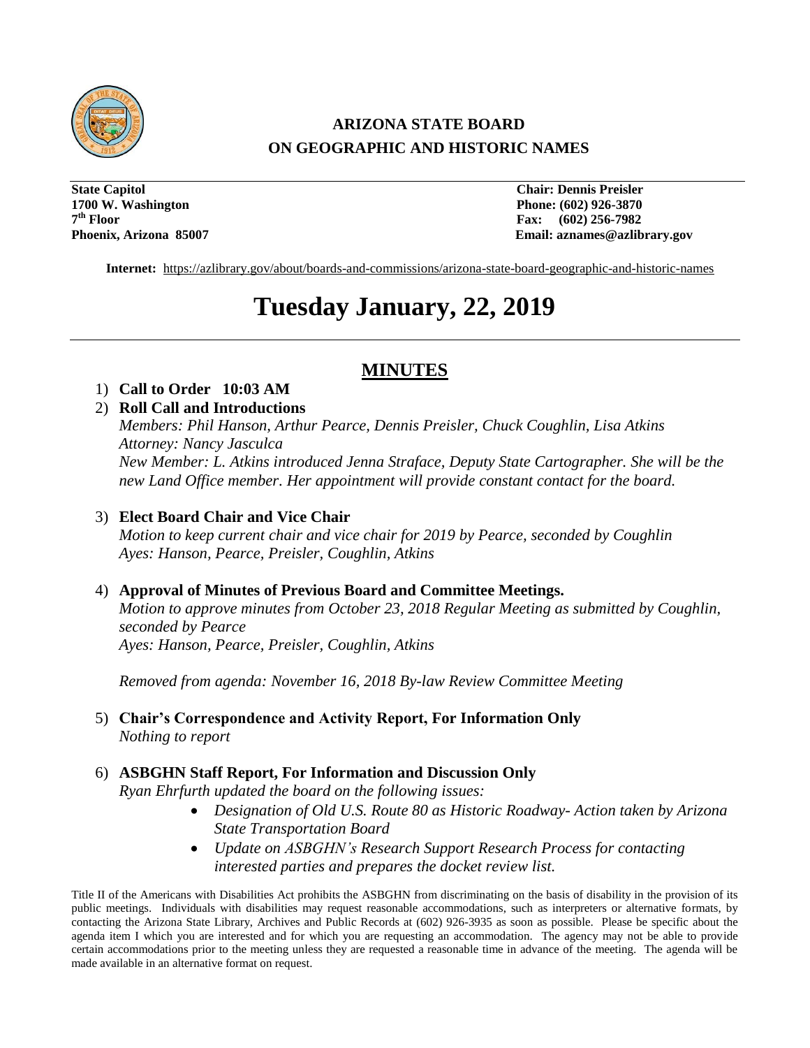# ARIZONA STATE BOARD ON GEOGRAPHIC AND HISTORIC NAMES

**State Capitol**
**1700 W. Washington**
**7th Floor**
**Phoenix, Arizona 85007**

**Chair: Dennis Preisler**
**Phone: (602) 926-3870**
**Fax: (602) 256-7982**
**Email: aznames@azlibrary.gov**

**Internet:** https://azlibrary.gov/about/boards-and-commissions/arizona-state-board-geographic-and-historic-names

# Tuesday January, 22, 2019

## MINUTES

1) **Call to Order 10:03 AM**
2) **Roll Call and Introductions**
   *Members: Phil Hanson, Arthur Pearce, Dennis Preisler, Chuck Coughlin, Lisa Atkins*
   *Attorney: Nancy Jasculca*
   *New Member: L. Atkins introduced Jenna Straface, Deputy State Cartographer. She will be the new Land Office member. Her appointment will provide constant contact for the board.*

3) **Elect Board Chair and Vice Chair**
   *Motion to keep current chair and vice chair for 2019 by Pearce, seconded by Coughlin*
   *Ayes: Hanson, Pearce, Preisler, Coughlin, Atkins*

4) **Approval of Minutes of Previous Board and Committee Meetings.**
   *Motion to approve minutes from October 23, 2018 Regular Meeting as submitted by Coughlin, seconded by Pearce*
   *Ayes: Hanson, Pearce, Preisler, Coughlin, Atkins*

   *Removed from agenda: November 16, 2018 By-law Review Committee Meeting*

5) **Chair's Correspondence and Activity Report, For Information Only**
   *Nothing to report*

6) **ASBGHN Staff Report, For Information and Discussion Only**
   *Ryan Ehrfurth updated the board on the following issues:*
   - *Designation of Old U.S. Route 80 as Historic Roadway- Action taken by Arizona State Transportation Board*
   - *Update on ASBGHN's Research Support Research Process for contacting interested parties and prepares the docket review list.*

Title II of the Americans with Disabilities Act prohibits the ASBGHN from discriminating on the basis of disability in the provision of its public meetings. Individuals with disabilities may request reasonable accommodations, such as interpreters or alternative formats, by contacting the Arizona State Library, Archives and Public Records at (602) 926-3935 as soon as possible. Please be specific about the agenda item I which you are interested and for which you are requesting an accommodation. The agency may not be able to provide certain accommodations prior to the meeting unless they are requested a reasonable time in advance of the meeting. The agenda will be made available in an alternative format on request.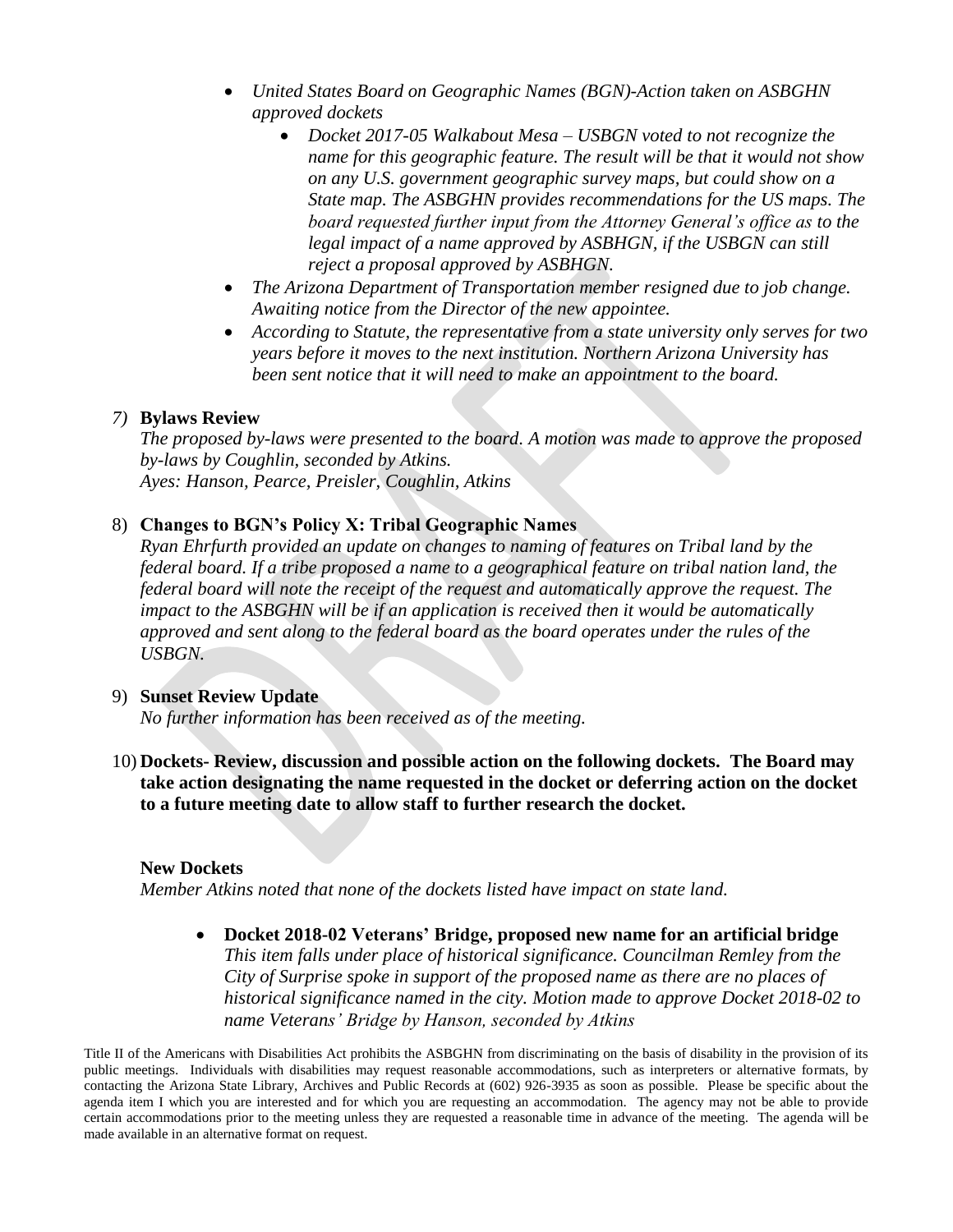- *United States Board on Geographic Names (BGN)-Action taken on ASBGHN approved dockets*
    - *Docket 2017-05 Walkabout Mesa – USBGN voted to not recognize the name for this geographic feature. The result will be that it would not show on any U.S. government geographic survey maps, but could show on a State map. The ASBGHN provides recommendations for the US maps. The board requested further input from the Attorney General's office as to the legal impact of a name approved by ASBHGN, if the USBGN can still reject a proposal approved by ASBHGN.*
- *The Arizona Department of Transportation member resigned due to job change. Awaiting notice from the Director of the new appointee.*
- *According to Statute, the representative from a state university only serves for two years before it moves to the next institution. Northern Arizona University has been sent notice that it will need to make an appointment to the board.*

*7)* **Bylaws Review**

*The proposed by-laws were presented to the board. A motion was made to approve the proposed by-laws by Coughlin, seconded by Atkins.*
*Ayes: Hanson, Pearce, Preisler, Coughlin, Atkins*

8) **Changes to BGN's Policy X: Tribal Geographic Names**

*Ryan Ehrfurth provided an update on changes to naming of features on Tribal land by the federal board. If a tribe proposed a name to a geographical feature on tribal nation land, the federal board will note the receipt of the request and automatically approve the request. The impact to the ASBGHN will be if an application is received then it would be automatically approved and sent along to the federal board as the board operates under the rules of the USBGN.*

9) **Sunset Review Update**

*No further information has been received as of the meeting.*

10) **Dockets- Review, discussion and possible action on the following dockets. The Board may take action designating the name requested in the docket or deferring action on the docket to a future meeting date to allow staff to further research the docket.**

**New Dockets**

*Member Atkins noted that none of the dockets listed have impact on state land.*

- **Docket 2018-02 Veterans' Bridge, proposed new name for an artificial bridge**
  *This item falls under place of historical significance. Councilman Remley from the City of Surprise spoke in support of the proposed name as there are no places of historical significance named in the city. Motion made to approve Docket 2018-02 to name Veterans' Bridge by Hanson, seconded by Atkins*

Title II of the Americans with Disabilities Act prohibits the ASBGHN from discriminating on the basis of disability in the provision of its public meetings. Individuals with disabilities may request reasonable accommodations, such as interpreters or alternative formats, by contacting the Arizona State Library, Archives and Public Records at (602) 926-3935 as soon as possible. Please be specific about the agenda item I which you are interested and for which you are requesting an accommodation. The agency may not be able to provide certain accommodations prior to the meeting unless they are requested a reasonable time in advance of the meeting. The agenda will be made available in an alternative format on request.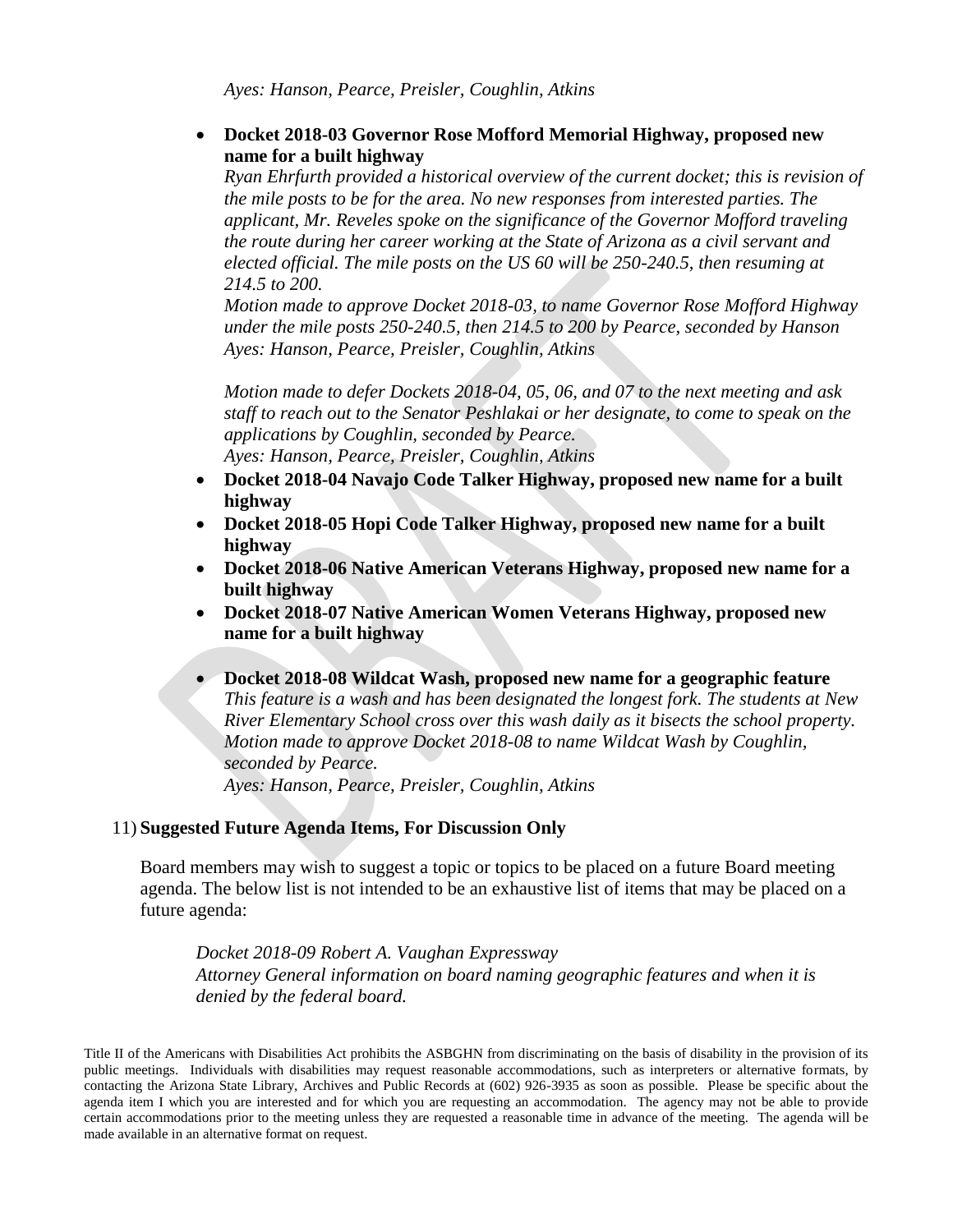*Ayes: Hanson, Pearce, Preisler, Coughlin, Atkins*

- **Docket 2018-03 Governor Rose Mofford Memorial Highway, proposed new name for a built highway**
  *Ryan Ehrfurth provided a historical overview of the current docket; this is revision of the mile posts to be for the area. No new responses from interested parties. The applicant, Mr. Reveles spoke on the significance of the Governor Mofford traveling the route during her career working at the State of Arizona as a civil servant and elected official. The mile posts on the US 60 will be 250-240.5, then resuming at 214.5 to 200.*
  *Motion made to approve Docket 2018-03, to name Governor Rose Mofford Highway under the mile posts 250-240.5, then 214.5 to 200 by Pearce, seconded by Hanson*
  *Ayes: Hanson, Pearce, Preisler, Coughlin, Atkins*

  *Motion made to defer Dockets 2018-04, 05, 06, and 07 to the next meeting and ask staff to reach out to the Senator Peshlakai or her designate, to come to speak on the applications by Coughlin, seconded by Pearce.*
  *Ayes: Hanson, Pearce, Preisler, Coughlin, Atkins*
- **Docket 2018-04 Navajo Code Talker Highway, proposed new name for a built highway**
- **Docket 2018-05 Hopi Code Talker Highway, proposed new name for a built highway**
- **Docket 2018-06 Native American Veterans Highway, proposed new name for a built highway**
- **Docket 2018-07 Native American Women Veterans Highway, proposed new name for a built highway**
- **Docket 2018-08 Wildcat Wash, proposed new name for a geographic feature**
  *This feature is a wash and has been designated the longest fork. The students at New River Elementary School cross over this wash daily as it bisects the school property. Motion made to approve Docket 2018-08 to name Wildcat Wash by Coughlin, seconded by Pearce.*
  *Ayes: Hanson, Pearce, Preisler, Coughlin, Atkins*

11) **Suggested Future Agenda Items, For Discussion Only**

Board members may wish to suggest a topic or topics to be placed on a future Board meeting agenda. The below list is not intended to be an exhaustive list of items that may be placed on a future agenda:

*Docket 2018-09 Robert A. Vaughan Expressway*
*Attorney General information on board naming geographic features and when it is denied by the federal board.*

Title II of the Americans with Disabilities Act prohibits the ASBGHN from discriminating on the basis of disability in the provision of its public meetings. Individuals with disabilities may request reasonable accommodations, such as interpreters or alternative formats, by contacting the Arizona State Library, Archives and Public Records at (602) 926-3935 as soon as possible. Please be specific about the agenda item I which you are interested and for which you are requesting an accommodation. The agency may not be able to provide certain accommodations prior to the meeting unless they are requested a reasonable time in advance of the meeting. The agenda will be made available in an alternative format on request.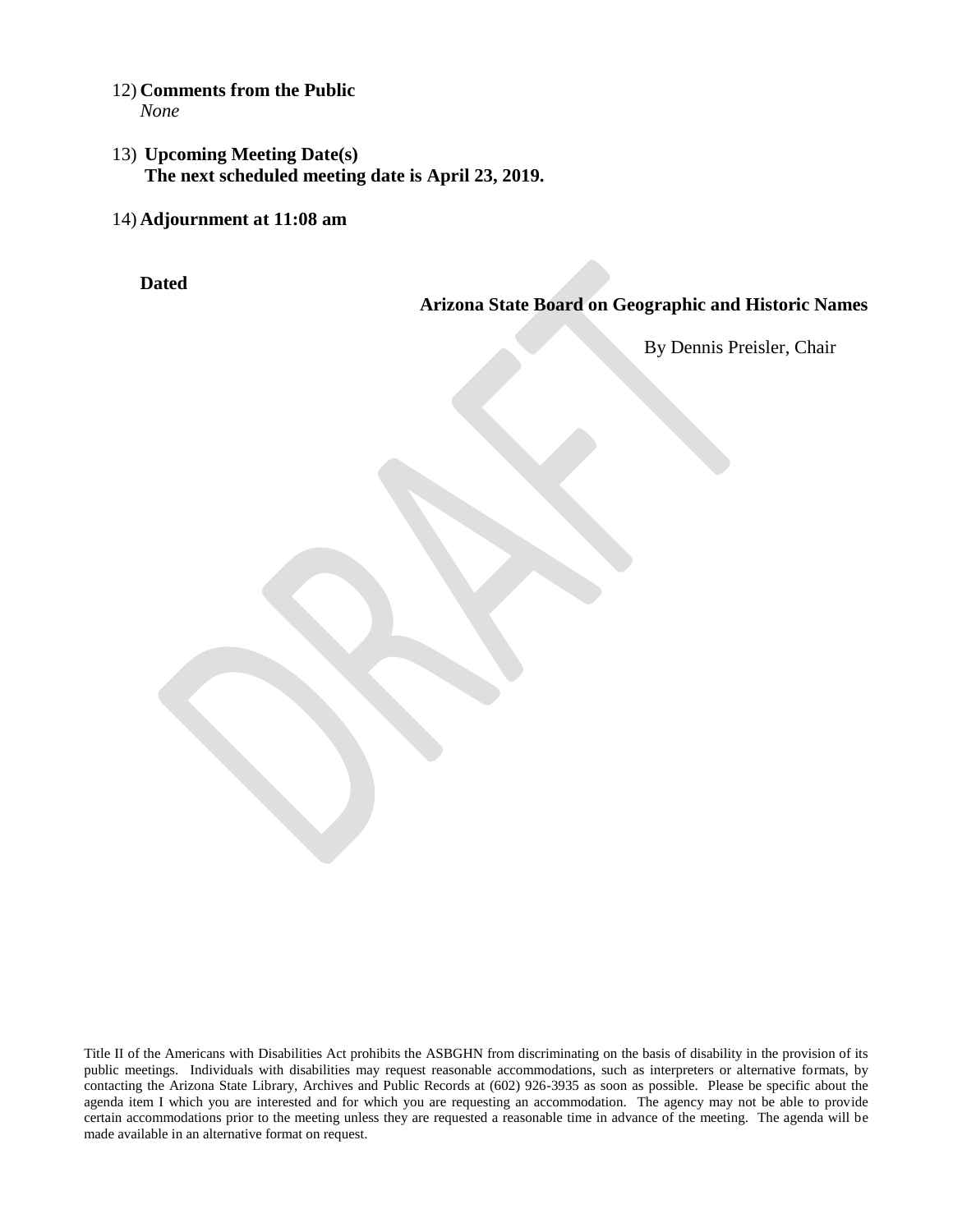12) **Comments from the Public**
*None*

13) **Upcoming Meeting Date(s)**
**The next scheduled meeting date is April 23, 2019.**

14) **Adjournment at 11:08 am**

**Dated**

**Arizona State Board on Geographic and Historic Names**

By Dennis Preisler, Chair

Title II of the Americans with Disabilities Act prohibits the ASBGHN from discriminating on the basis of disability in the provision of its public meetings. Individuals with disabilities may request reasonable accommodations, such as interpreters or alternative formats, by contacting the Arizona State Library, Archives and Public Records at (602) 926-3935 as soon as possible. Please be specific about the agenda item I which you are interested and for which you are requesting an accommodation. The agency may not be able to provide certain accommodations prior to the meeting unless they are requested a reasonable time in advance of the meeting. The agenda will be made available in an alternative format on request.